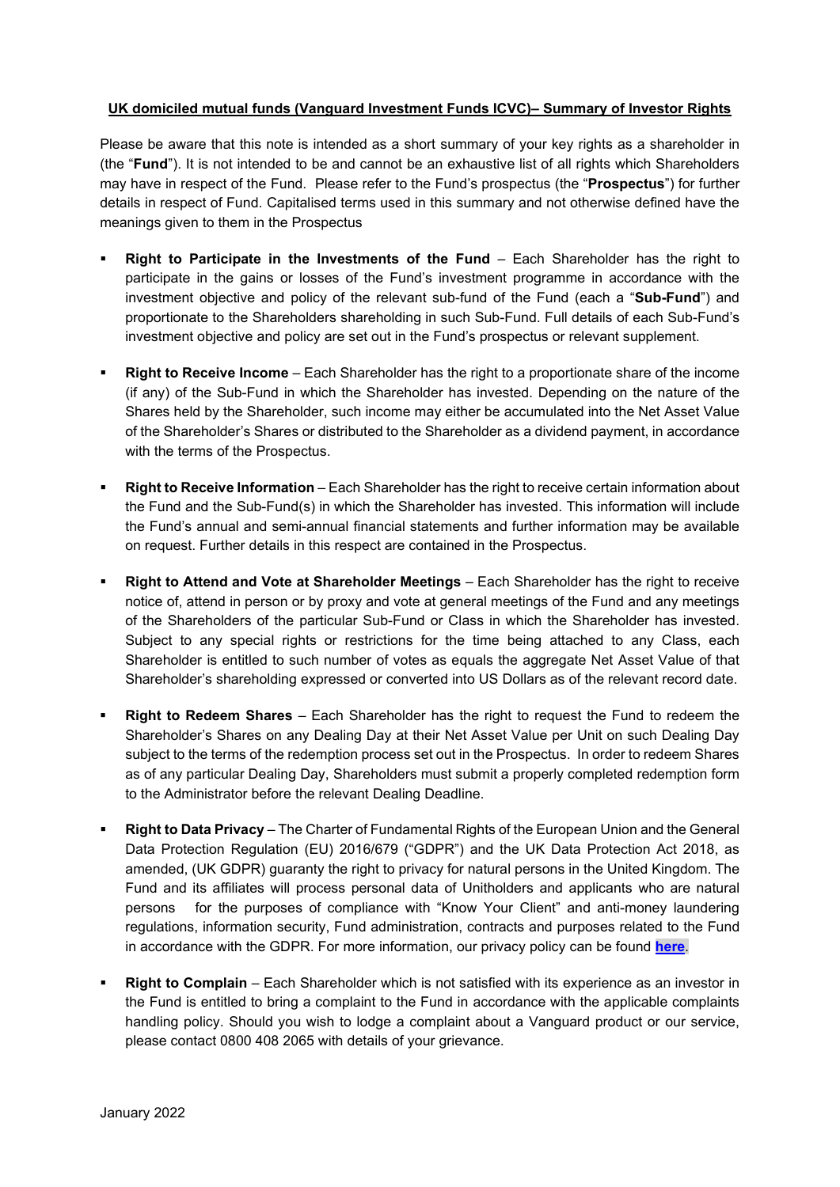**UK domiciled mutual funds (Vanguard Investment Funds ICVC)– Summary of Investor Rights**

Please be aware that this note is intended as a short summary of your key rights as a shareholder in (the "**Fund**"). It is not intended to be and cannot be an exhaustive list of all rights which Shareholders may have in respect of the Fund. Please refer to the Fund's prospectus (the "**Prospectus**") for further details in respect of Fund. Capitalised terms used in this summary and not otherwise defined have the meanings given to them in the Prospectus

- **Right to Participate in the Investments of the Fund** – Each Shareholder has the right to participate in the gains or losses of the Fund's investment programme in accordance with the investment objective and policy of the relevant sub-fund of the Fund (each a "**Sub-Fund**") and proportionate to the Shareholders shareholding in such Sub-Fund. Full details of each Sub-Fund's investment objective and policy are set out in the Fund's prospectus or relevant supplement.

- **Right to Receive Income** – Each Shareholder has the right to a proportionate share of the income (if any) of the Sub-Fund in which the Shareholder has invested. Depending on the nature of the Shares held by the Shareholder, such income may either be accumulated into the Net Asset Value of the Shareholder's Shares or distributed to the Shareholder as a dividend payment, in accordance with the terms of the Prospectus.

- **Right to Receive Information** – Each Shareholder has the right to receive certain information about the Fund and the Sub-Fund(s) in which the Shareholder has invested. This information will include the Fund's annual and semi-annual financial statements and further information may be available on request. Further details in this respect are contained in the Prospectus.

- **Right to Attend and Vote at Shareholder Meetings** – Each Shareholder has the right to receive notice of, attend in person or by proxy and vote at general meetings of the Fund and any meetings of the Shareholders of the particular Sub-Fund or Class in which the Shareholder has invested. Subject to any special rights or restrictions for the time being attached to any Class, each Shareholder is entitled to such number of votes as equals the aggregate Net Asset Value of that Shareholder's shareholding expressed or converted into US Dollars as of the relevant record date.

- **Right to Redeem Shares** – Each Shareholder has the right to request the Fund to redeem the Shareholder's Shares on any Dealing Day at their Net Asset Value per Unit on such Dealing Day subject to the terms of the redemption process set out in the Prospectus. In order to redeem Shares as of any particular Dealing Day, Shareholders must submit a properly completed redemption form to the Administrator before the relevant Dealing Deadline.

- **Right to Data Privacy** – The Charter of Fundamental Rights of the European Union and the General Data Protection Regulation (EU) 2016/679 ("GDPR") and the UK Data Protection Act 2018, as amended, (UK GDPR) guaranty the right to privacy for natural persons in the United Kingdom. The Fund and its affiliates will process personal data of Unitholders and applicants who are natural persons for the purposes of compliance with "Know Your Client" and anti-money laundering regulations, information security, Fund administration, contracts and purposes related to the Fund in accordance with the GDPR. For more information, our privacy policy can be found **here**.

- **Right to Complain** – Each Shareholder which is not satisfied with its experience as an investor in the Fund is entitled to bring a complaint to the Fund in accordance with the applicable complaints handling policy. Should you wish to lodge a complaint about a Vanguard product or our service, please contact 0800 408 2065 with details of your grievance.

January 2022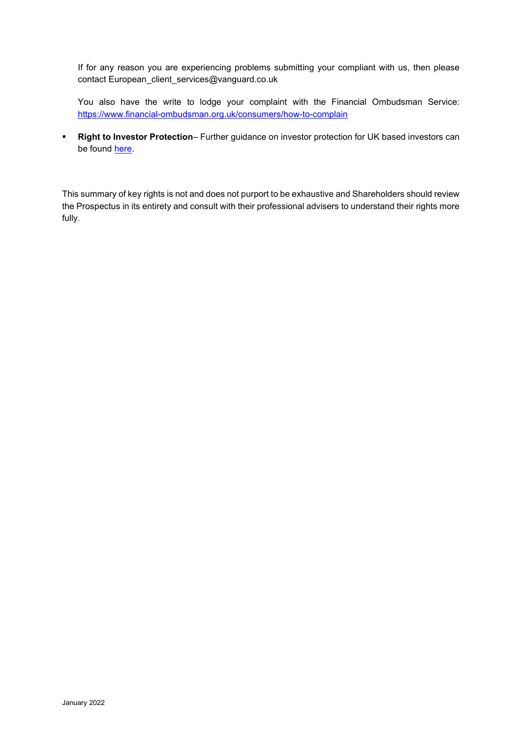If for any reason you are experiencing problems submitting your compliant with us, then please contact European_client_services@vanguard.co.uk

You also have the write to lodge your complaint with the Financial Ombudsman Service: [https://www.financial-ombudsman.org.uk/consumers/how-to-complain](https://www.financial-ombudsman.org.uk/consumers/how-to-complain)

- **Right to Investor Protection**– Further guidance on investor protection for UK based investors can be found here.

This summary of key rights is not and does not purport to be exhaustive and Shareholders should review the Prospectus in its entirety and consult with their professional advisers to understand their rights more fully.

January 2022